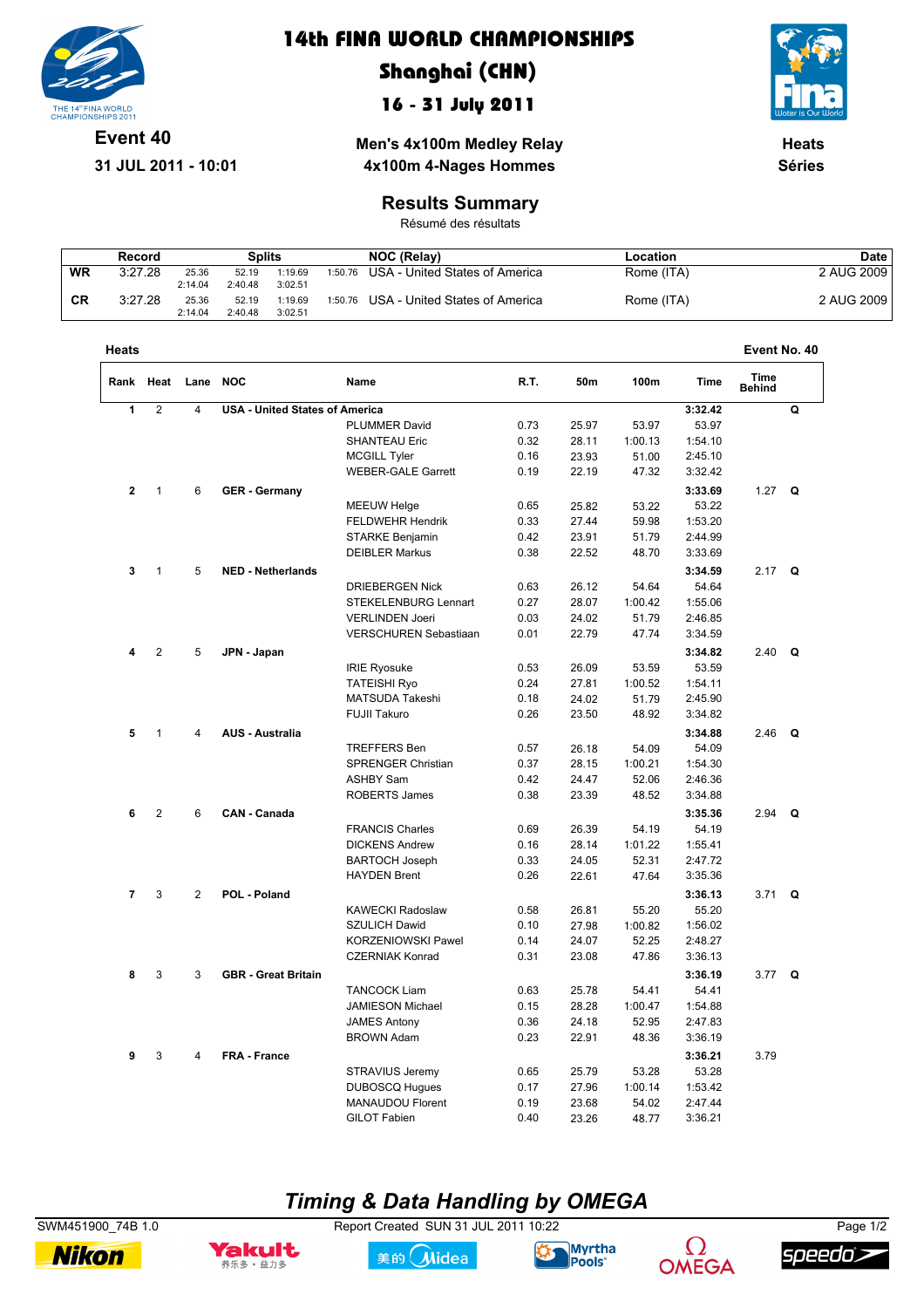# 14th FINA WORLD CHAMPIONSHIPS

## Shanghai (CHN)

## 16 - 31 July 2011

**Event 40**

**31 JUL 2011 - 10:01**

**Men's 4x100m Medley Relay**

**4x100m 4-Nages Hommes**

**Heats**

**Séries**

## Results Summary

Résumé des résultats

| | Record | Splits | | | | NOC (Relay) | Location | Date |
|---|---|---|---|---|---|---|---|---|
| WR | 3:27.28 | 25.36 / 2:14.04 | 52.19 / 2:40.48 | 1:19.69 / 3:02.51 | 1:50.76 | USA - United States of America | Rome (ITA) | 2 AUG 2009 |
| CR | 3:27.28 | 25.36 / 2:14.04 | 52.19 / 2:40.48 | 1:19.69 / 3:02.51 | 1:50.76 | USA - United States of America | Rome (ITA) | 2 AUG 2009 |

**Heats** — **Event No. 40**

| Rank | Heat | Lane | NOC | Name | R.T. | 50m | 100m | Time | Time Behind | |
|---|---|---|---|---|---|---|---|---|---|---|
| 1 | 2 | 4 | **USA - United States of America** | | | | | **3:32.42** | | **Q** |
| | | | | PLUMMER David | 0.73 | 25.97 | 53.97 | 53.97 | | |
| | | | | SHANTEAU Eric | 0.32 | 28.11 | 1:00.13 | 1:54.10 | | |
| | | | | MCGILL Tyler | 0.16 | 23.93 | 51.00 | 2:45.10 | | |
| | | | | WEBER-GALE Garrett | 0.19 | 22.19 | 47.32 | 3:32.42 | | |
| 2 | 1 | 6 | **GER - Germany** | | | | | **3:33.69** | 1.27 | **Q** |
| | | | | MEEUW Helge | 0.65 | 25.82 | 53.22 | 53.22 | | |
| | | | | FELDWEHR Hendrik | 0.33 | 27.44 | 59.98 | 1:53.20 | | |
| | | | | STARKE Benjamin | 0.42 | 23.91 | 51.79 | 2:44.99 | | |
| | | | | DEIBLER Markus | 0.38 | 22.52 | 48.70 | 3:33.69 | | |
| 3 | 1 | 5 | **NED - Netherlands** | | | | | **3:34.59** | 2.17 | **Q** |
| | | | | DRIEBERGEN Nick | 0.63 | 26.12 | 54.64 | 54.64 | | |
| | | | | STEKELENBURG Lennart | 0.27 | 28.07 | 1:00.42 | 1:55.06 | | |
| | | | | VERLINDEN Joeri | 0.03 | 24.02 | 51.79 | 2:46.85 | | |
| | | | | VERSCHUREN Sebastiaan | 0.01 | 22.79 | 47.74 | 3:34.59 | | |
| 4 | 2 | 5 | **JPN - Japan** | | | | | **3:34.82** | 2.40 | **Q** |
| | | | | IRIE Ryosuke | 0.53 | 26.09 | 53.59 | 53.59 | | |
| | | | | TATEISHI Ryo | 0.24 | 27.81 | 1:00.52 | 1:54.11 | | |
| | | | | MATSUDA Takeshi | 0.18 | 24.02 | 51.79 | 2:45.90 | | |
| | | | | FUJII Takuro | 0.26 | 23.50 | 48.92 | 3:34.82 | | |
| 5 | 1 | 4 | **AUS - Australia** | | | | | **3:34.88** | 2.46 | **Q** |
| | | | | TREFFERS Ben | 0.57 | 26.18 | 54.09 | 54.09 | | |
| | | | | SPRENGER Christian | 0.37 | 28.15 | 1:00.21 | 1:54.30 | | |
| | | | | ASHBY Sam | 0.42 | 24.47 | 52.06 | 2:46.36 | | |
| | | | | ROBERTS James | 0.38 | 23.39 | 48.52 | 3:34.88 | | |
| 6 | 2 | 6 | **CAN - Canada** | | | | | **3:35.36** | 2.94 | **Q** |
| | | | | FRANCIS Charles | 0.69 | 26.39 | 54.19 | 54.19 | | |
| | | | | DICKENS Andrew | 0.16 | 28.14 | 1:01.22 | 1:55.41 | | |
| | | | | BARTOCH Joseph | 0.33 | 24.05 | 52.31 | 2:47.72 | | |
| | | | | HAYDEN Brent | 0.26 | 22.61 | 47.64 | 3:35.36 | | |
| 7 | 3 | 2 | **POL - Poland** | | | | | **3:36.13** | 3.71 | **Q** |
| | | | | KAWECKI Radoslaw | 0.58 | 26.81 | 55.20 | 55.20 | | |
| | | | | SZULICH Dawid | 0.10 | 27.98 | 1:00.82 | 1:56.02 | | |
| | | | | KORZENIOWSKI Pawel | 0.14 | 24.07 | 52.25 | 2:48.27 | | |
| | | | | CZERNIAK Konrad | 0.31 | 23.08 | 47.86 | 3:36.13 | | |
| 8 | 3 | 3 | **GBR - Great Britain** | | | | | **3:36.19** | 3.77 | **Q** |
| | | | | TANCOCK Liam | 0.63 | 25.78 | 54.41 | 54.41 | | |
| | | | | JAMIESON Michael | 0.15 | 28.28 | 1:00.47 | 1:54.88 | | |
| | | | | JAMES Antony | 0.36 | 24.18 | 52.95 | 2:47.83 | | |
| | | | | BROWN Adam | 0.23 | 22.91 | 48.36 | 3:36.19 | | |
| 9 | 3 | 4 | **FRA - France** | | | | | **3:36.21** | 3.79 | |
| | | | | STRAVIUS Jeremy | 0.65 | 25.79 | 53.28 | 53.28 | | |
| | | | | DUBOSCQ Hugues | 0.17 | 27.96 | 1:00.14 | 1:53.42 | | |
| | | | | MANAUDOU Florent | 0.19 | 23.68 | 54.02 | 2:47.44 | | |
| | | | | GILOT Fabien | 0.40 | 23.26 | 48.77 | 3:36.21 | | |

***Timing & Data Handling by OMEGA***

SWM451900_74B 1.0 — Report Created SUN 31 JUL 2011 10:22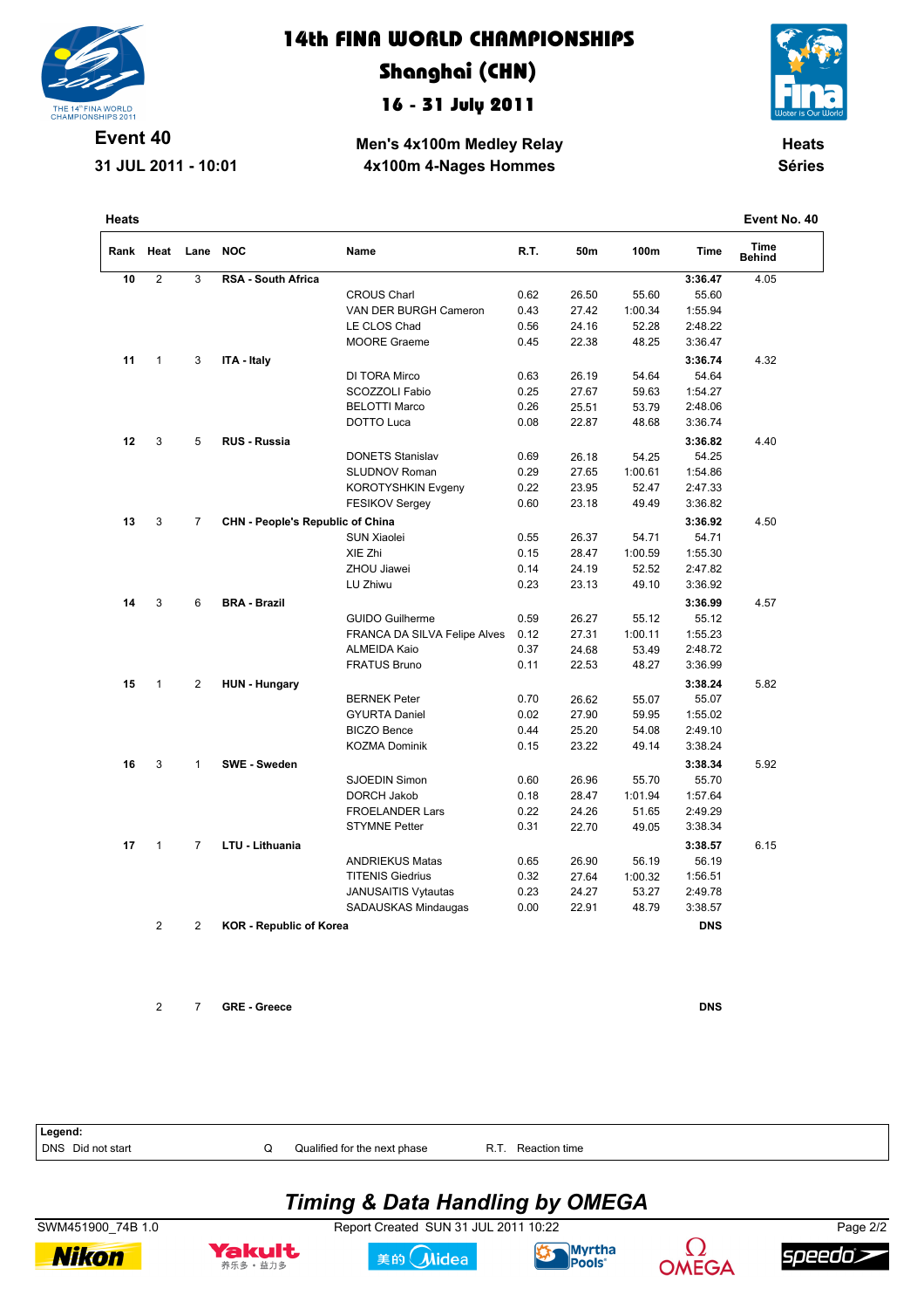# 14th FINA WORLD CHAMPIONSHIPS
## Shanghai (CHN)
### 16 - 31 July 2011

**Event 40**
**31 JUL 2011 - 10:01**

**Men's 4x100m Medley Relay**
**4x100m 4-Nages Hommes**

**Heats**
**Séries**

**Heats** — **Event No. 40**

| Rank | Heat | Lane | NOC | Name | R.T. | 50m | 100m | Time | Time Behind |
|---|---|---|---|---|---|---|---|---|---|
| 10 | 2 | 3 | **RSA - South Africa** | | | | | **3:36.47** | 4.05 |
| | | | | CROUS Charl | 0.62 | 26.50 | 55.60 | 55.60 | |
| | | | | VAN DER BURGH Cameron | 0.43 | 27.42 | 1:00.34 | 1:55.94 | |
| | | | | LE CLOS Chad | 0.56 | 24.16 | 52.28 | 2:48.22 | |
| | | | | MOORE Graeme | 0.45 | 22.38 | 48.25 | 3:36.47 | |
| 11 | 1 | 3 | **ITA - Italy** | | | | | **3:36.74** | 4.32 |
| | | | | DI TORA Mirco | 0.63 | 26.19 | 54.64 | 54.64 | |
| | | | | SCOZZOLI Fabio | 0.25 | 27.67 | 59.63 | 1:54.27 | |
| | | | | BELOTTI Marco | 0.26 | 25.51 | 53.79 | 2:48.06 | |
| | | | | DOTTO Luca | 0.08 | 22.87 | 48.68 | 3:36.74 | |
| 12 | 3 | 5 | **RUS - Russia** | | | | | **3:36.82** | 4.40 |
| | | | | DONETS Stanislav | 0.69 | 26.18 | 54.25 | 54.25 | |
| | | | | SLUDNOV Roman | 0.29 | 27.65 | 1:00.61 | 1:54.86 | |
| | | | | KOROTYSHKIN Evgeny | 0.22 | 23.95 | 52.47 | 2:47.33 | |
| | | | | FESIKOV Sergey | 0.60 | 23.18 | 49.49 | 3:36.82 | |
| 13 | 3 | 7 | **CHN - People's Republic of China** | | | | | **3:36.92** | 4.50 |
| | | | | SUN Xiaolei | 0.55 | 26.37 | 54.71 | 54.71 | |
| | | | | XIE Zhi | 0.15 | 28.47 | 1:00.59 | 1:55.30 | |
| | | | | ZHOU Jiawei | 0.14 | 24.19 | 52.52 | 2:47.82 | |
| | | | | LU Zhiwu | 0.23 | 23.13 | 49.10 | 3:36.92 | |
| 14 | 3 | 6 | **BRA - Brazil** | | | | | **3:36.99** | 4.57 |
| | | | | GUIDO Guilherme | 0.59 | 26.27 | 55.12 | 55.12 | |
| | | | | FRANCA DA SILVA Felipe Alves | 0.12 | 27.31 | 1:00.11 | 1:55.23 | |
| | | | | ALMEIDA Kaio | 0.37 | 24.68 | 53.49 | 2:48.72 | |
| | | | | FRATUS Bruno | 0.11 | 22.53 | 48.27 | 3:36.99 | |
| 15 | 1 | 2 | **HUN - Hungary** | | | | | **3:38.24** | 5.82 |
| | | | | BERNEK Peter | 0.70 | 26.62 | 55.07 | 55.07 | |
| | | | | GYURTA Daniel | 0.02 | 27.90 | 59.95 | 1:55.02 | |
| | | | | BICZO Bence | 0.44 | 25.20 | 54.08 | 2:49.10 | |
| | | | | KOZMA Dominik | 0.15 | 23.22 | 49.14 | 3:38.24 | |
| 16 | 3 | 1 | **SWE - Sweden** | | | | | **3:38.34** | 5.92 |
| | | | | SJOEDIN Simon | 0.60 | 26.96 | 55.70 | 55.70 | |
| | | | | DORCH Jakob | 0.18 | 28.47 | 1:01.94 | 1:57.64 | |
| | | | | FROELANDER Lars | 0.22 | 24.26 | 51.65 | 2:49.29 | |
| | | | | STYMNE Petter | 0.31 | 22.70 | 49.05 | 3:38.34 | |
| 17 | 1 | 7 | **LTU - Lithuania** | | | | | **3:38.57** | 6.15 |
| | | | | ANDRIEKUS Matas | 0.65 | 26.90 | 56.19 | 56.19 | |
| | | | | TITENIS Giedrius | 0.32 | 27.64 | 1:00.32 | 1:56.51 | |
| | | | | JANUSAITIS Vytautas | 0.23 | 24.27 | 53.27 | 2:49.78 | |
| | | | | SADAUSKAS Mindaugas | 0.00 | 22.91 | 48.79 | 3:38.57 | |
| | 2 | 2 | **KOR - Republic of Korea** | | | | | **DNS** | |
| | 2 | 7 | **GRE - Greece** | | | | | **DNS** | |

**Legend:**
DNS Did not start — Q Qualified for the next phase — R.T. Reaction time

***Timing & Data Handling by OMEGA***

SWM451900_74B 1.0 — Report Created SUN 31 JUL 2011 10:22